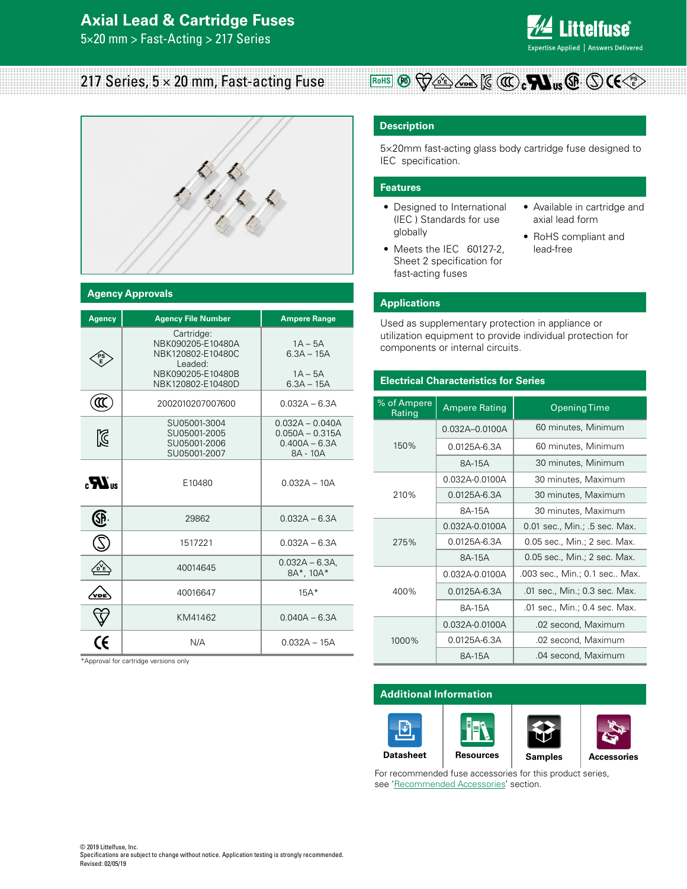# Axial Lead & Cartridge Fuses

5×20 mm > Fast-Acting > 217 Series

## 217 Series, 5 × 20 mm, Fast-acting Fuse

## Description

5×20mm fast-acting glass body cartridge fuse designed to IEC specification.

## Features

- Designed to International (IEC ) Standards for use globally
- Meets the IEC 60127-2, Sheet 2 specification for fast-acting fuses
- Available in cartridge and axial lead form
- RoHS compliant and lead-free

## Applications

Used as supplementary protection in appliance or utilization equipment to provide individual protection for components or internal circuits.

## Agency Approvals

| Agency | Agency File Number | Ampere Range |
|---|---|---|
| PSE | Cartridge:<br>NBK090205-E10480A<br>NBK120802-E10480C<br>Leaded:<br>NBK090205-E10480B<br>NBK120802-E10480D | <br>1A – 5A<br>6.3A – 15A<br><br>1A – 5A<br>6.3A – 15A |
| CCC | 2002010207007600 | 0.032A – 6.3A |
| KC | SU05001-3004<br>SU05001-2005<br>SU05001-2006<br>SU05001-2007 | 0.032A – 0.040A<br>0.050A – 0.315A<br>0.400A – 6.3A<br>8A - 10A |
| cULus | E10480 | 0.032A – 10A |
| CSA | 29862 | 0.032A – 6.3A |
| S | 1517221 | 0.032A – 6.3A |
| VDE | 40014645 | 0.032A – 6.3A,<br>8A*, 10A* |
| VDE | 40016647 | 15A* |
| BSI | KM41462 | 0.040A – 6.3A |
| CE | N/A | 0.032A – 15A |

*Approval for cartridge versions only

## Electrical Characteristics for Series

| % of Ampere Rating | Ampere Rating | Opening Time |
|---|---|---|
| 150% | 0.032A–0.0100A | 60 minutes, Minimum |
| | 0.0125A-6.3A | 60 minutes, Minimum |
| | 8A-15A | 30 minutes, Minimum |
| 210% | 0.032A-0.0100A | 30 minutes, Maximum |
| | 0.0125A-6.3A | 30 minutes, Maximum |
| | 8A-15A | 30 minutes, Maximum |
| 275% | 0.032A-0.0100A | 0.01 sec., Min.; .5 sec. Max. |
| | 0.0125A-6.3A | 0.05 sec., Min.; 2 sec. Max. |
| | 8A-15A | 0.05 sec., Min.; 2 sec. Max. |
| 400% | 0.032A-0.0100A | .003 sec., Min.; 0.1 sec.. Max. |
| | 0.0125A-6.3A | .01 sec., Min.; 0.3 sec. Max. |
| | 8A-15A | .01 sec., Min.; 0.4 sec. Max. |
| 1000% | 0.032A-0.0100A | .02 second, Maximum |
| | 0.0125A-6.3A | .02 second, Maximum |
| | 8A-15A | .04 second, Maximum |

## Additional Information

Datasheet | Resources | Samples | Accessories

For recommended fuse accessories for this product series, see 'Recommended Accessories' section.

© 2019 Littelfuse, Inc.
Specifications are subject to change without notice. Application testing is strongly recommended.
Revised: 02/05/19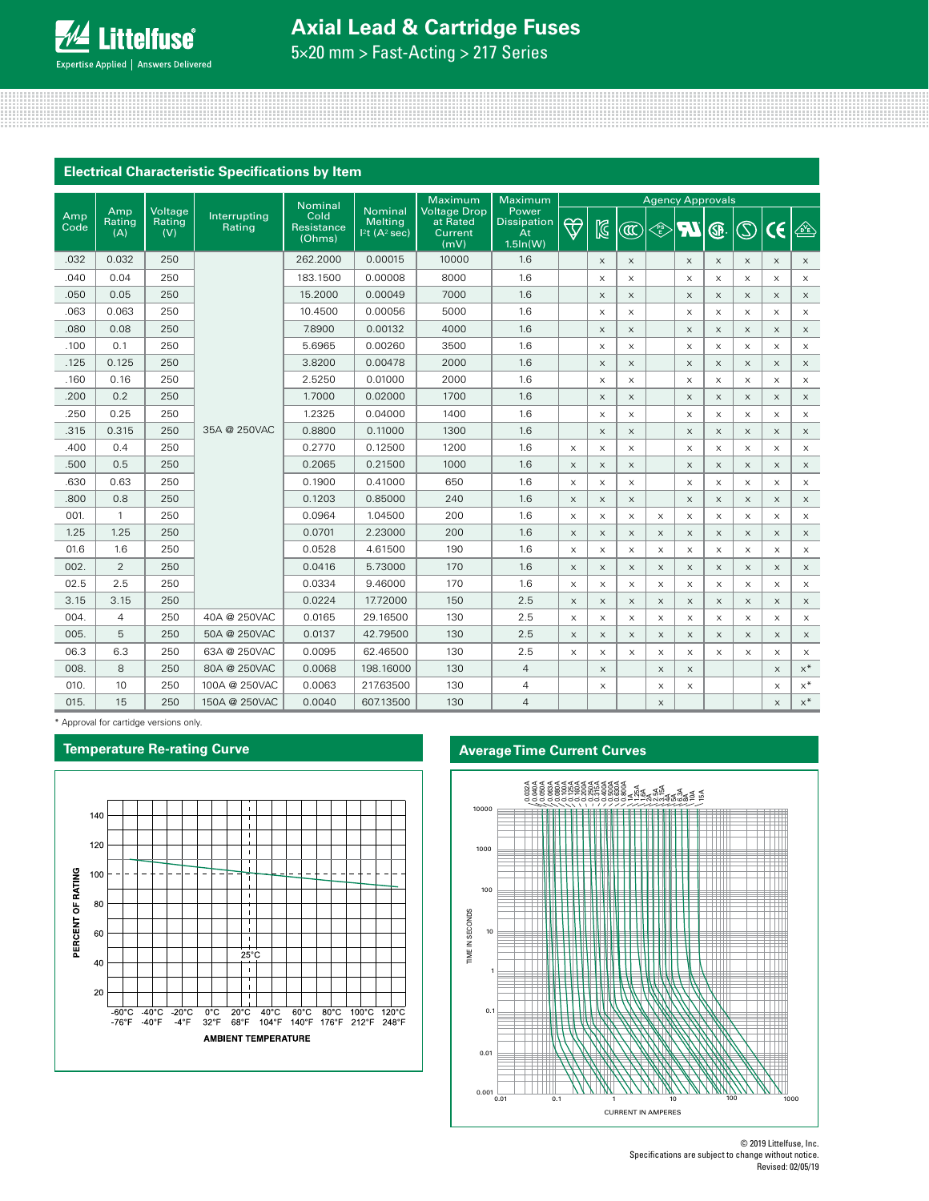# Axial Lead & Cartridge Fuses

5×20 mm > Fast-Acting > 217 Series

## Electrical Characteristic Specifications by Item

| Amp Code | Amp Rating (A) | Voltage Rating (V) | Interrupting Rating | Nominal Cold Resistance (Ohms) | Nominal Melting $I^2t$ ($A^2$ sec) | Maximum Voltage Drop at Rated Current (mV) | Maximum Power Dissipation At 1.5In(W) | Agency Approvals | | | | | | | | |
|---|---|---|---|---|---|---|---|---|---|---|---|---|---|---|---|---|
| | | | | | | | | BSI | KC | CCC | PSE | cURus | CSA | S | CE | VDE |
| .032 | 0.032 | 250 | 35A @ 250VAC | 262.2000 | 0.00015 | 10000 | 1.6 | | x | x | | x | x | x | x | x |
| .040 | 0.04 | 250 | 35A @ 250VAC | 183.1500 | 0.00008 | 8000 | 1.6 | | x | x | | x | x | x | x | x |
| .050 | 0.05 | 250 | 35A @ 250VAC | 15.2000 | 0.00049 | 7000 | 1.6 | | x | x | | x | x | x | x | x |
| .063 | 0.063 | 250 | 35A @ 250VAC | 10.4500 | 0.00056 | 5000 | 1.6 | | x | x | | x | x | x | x | x |
| .080 | 0.08 | 250 | 35A @ 250VAC | 7.8900 | 0.00132 | 4000 | 1.6 | | x | x | | x | x | x | x | x |
| .100 | 0.1 | 250 | 35A @ 250VAC | 5.6965 | 0.00260 | 3500 | 1.6 | | x | x | | x | x | x | x | x |
| .125 | 0.125 | 250 | 35A @ 250VAC | 3.8200 | 0.00478 | 2000 | 1.6 | | x | x | | x | x | x | x | x |
| .160 | 0.16 | 250 | 35A @ 250VAC | 2.5250 | 0.01000 | 2000 | 1.6 | | x | x | | x | x | x | x | x |
| .200 | 0.2 | 250 | 35A @ 250VAC | 1.7000 | 0.02000 | 1700 | 1.6 | | x | x | | x | x | x | x | x |
| .250 | 0.25 | 250 | 35A @ 250VAC | 1.2325 | 0.04000 | 1400 | 1.6 | | x | x | | x | x | x | x | x |
| .315 | 0.315 | 250 | 35A @ 250VAC | 0.8800 | 0.11000 | 1300 | 1.6 | | x | x | | x | x | x | x | x |
| .400 | 0.4 | 250 | 35A @ 250VAC | 0.2770 | 0.12500 | 1200 | 1.6 | x | x | x | | x | x | x | x | x |
| .500 | 0.5 | 250 | 35A @ 250VAC | 0.2065 | 0.21500 | 1000 | 1.6 | x | x | x | | x | x | x | x | x |
| .630 | 0.63 | 250 | 35A @ 250VAC | 0.1900 | 0.41000 | 650 | 1.6 | x | x | x | | x | x | x | x | x |
| .800 | 0.8 | 250 | 35A @ 250VAC | 0.1203 | 0.85000 | 240 | 1.6 | x | x | x | | x | x | x | x | x |
| 001. | 1 | 250 | 35A @ 250VAC | 0.0964 | 1.04500 | 200 | 1.6 | x | x | x | x | x | x | x | x | x |
| 1.25 | 1.25 | 250 | 35A @ 250VAC | 0.0701 | 2.23000 | 200 | 1.6 | x | x | x | x | x | x | x | x | x |
| 01.6 | 1.6 | 250 | 35A @ 250VAC | 0.0528 | 4.61500 | 190 | 1.6 | x | x | x | x | x | x | x | x | x |
| 002. | 2 | 250 | 35A @ 250VAC | 0.0416 | 5.73000 | 170 | 1.6 | x | x | x | x | x | x | x | x | x |
| 02.5 | 2.5 | 250 | 35A @ 250VAC | 0.0334 | 9.46000 | 170 | 1.6 | x | x | x | x | x | x | x | x | x |
| 3.15 | 3.15 | 250 | 35A @ 250VAC | 0.0224 | 17.72000 | 150 | 2.5 | x | x | x | x | x | x | x | x | x |
| 004. | 4 | 250 | 40A @ 250VAC | 0.0165 | 29.16500 | 130 | 2.5 | x | x | x | x | x | x | x | x | x |
| 005. | 5 | 250 | 50A @ 250VAC | 0.0137 | 42.79500 | 130 | 2.5 | x | x | x | x | x | x | x | x | x |
| 06.3 | 6.3 | 250 | 63A @ 250VAC | 0.0095 | 62.46500 | 130 | 2.5 | x | x | x | x | x | x | x | x | x |
| 008. | 8 | 250 | 80A @ 250VAC | 0.0068 | 198.16000 | 130 | 4 | | x | | x | x | | | x | x* |
| 010. | 10 | 250 | 100A @ 250VAC | 0.0063 | 217.63500 | 130 | 4 | | x | | x | x | | | x | x* |
| 015. | 15 | 250 | 150A @ 250VAC | 0.0040 | 607.13500 | 130 | 4 | | | | x | | | | x | x* |

\* Approval for cartridge versions only.

## Temperature Re-rating Curve

PERCENT OF RATING vs. AMBIENT TEMPERATURE (-60°C/-76°F to 120°C/248°F; reference 25°C)

## Average Time Current Curves

TIME IN SECONDS vs. CURRENT IN AMPERES (curves for 0.032A, 0.040A, 0.050A, 0.063A, 0.080A, 0.100A, 0.125A, 0.160A, 0.200A, 0.250A, 0.315A, 0.400A, 0.500A, 0.630A, 0.800A, 1A, 1.25A, 1.6A, 2A, 2.5A, 3.15A, 4A, 5A, 6.3A, 8A, 10A, 15A)

© 2019 Littelfuse, Inc.
Specifications are subject to change without notice.
Revised: 02/05/19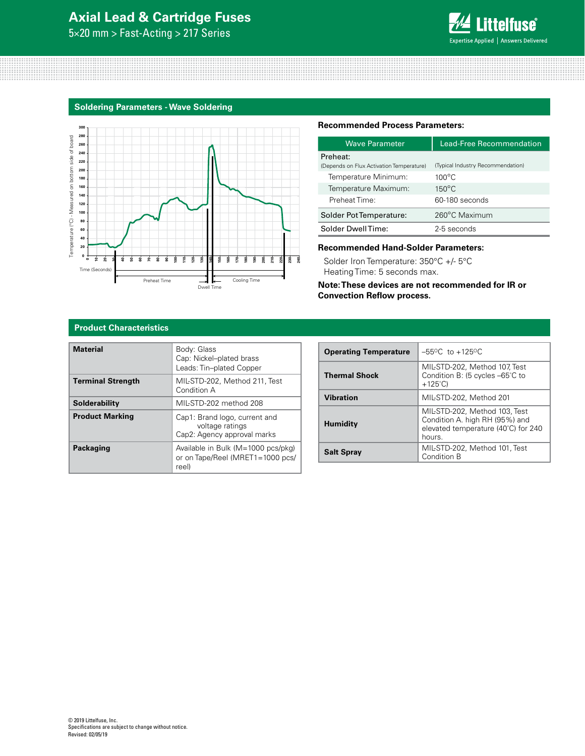## Soldering Parameters - Wave Soldering

### Recommended Process Parameters:

| Wave Parameter | Lead-Free Recommendation |
|---|---|
| Preheat: (Depends on Flux Activation Temperature) | (Typical Industry Recommendation) |
| Temperature Minimum: | 100°C |
| Temperature Maximum: | 150°C |
| Preheat Time: | 60-180 seconds |
| Solder Pot Temperature: | 260°C Maximum |
| Solder Dwell Time: | 2-5 seconds |

### Recommended Hand-Solder Parameters:

Solder Iron Temperature: 350°C +/- 5°C
Heating Time: 5 seconds max.

**Note: These devices are not recommended for IR or Convection Reflow process.**

## Product Characteristics

| | |
|---|---|
| **Material** | Body: Glass<br>Cap: Nickel–plated brass<br>Leads: Tin–plated Copper |
| **Terminal Strength** | MIL-STD-202, Method 211, Test Condition A |
| **Solderability** | MIL-STD-202 method 208 |
| **Product Marking** | Cap1: Brand logo, current and voltage ratings<br>Cap2: Agency approval marks |
| **Packaging** | Available in Bulk (M=1000 pcs/pkg) or on Tape/Reel (MRET1=1000 pcs/reel) |

| | |
|---|---|
| **Operating Temperature** | –55°C to +125°C |
| **Thermal Shock** | MIL-STD-202, Method 107, Test Condition B: (5 cycles –65°C to +125°C) |
| **Vibration** | MIL-STD-202, Method 201 |
| **Humidity** | MIL-STD-202, Method 103, Test Condition A. high RH (95%) and elevated temperature (40°C) for 240 hours. |
| **Salt Spray** | MIL-STD-202, Method 101, Test Condition B |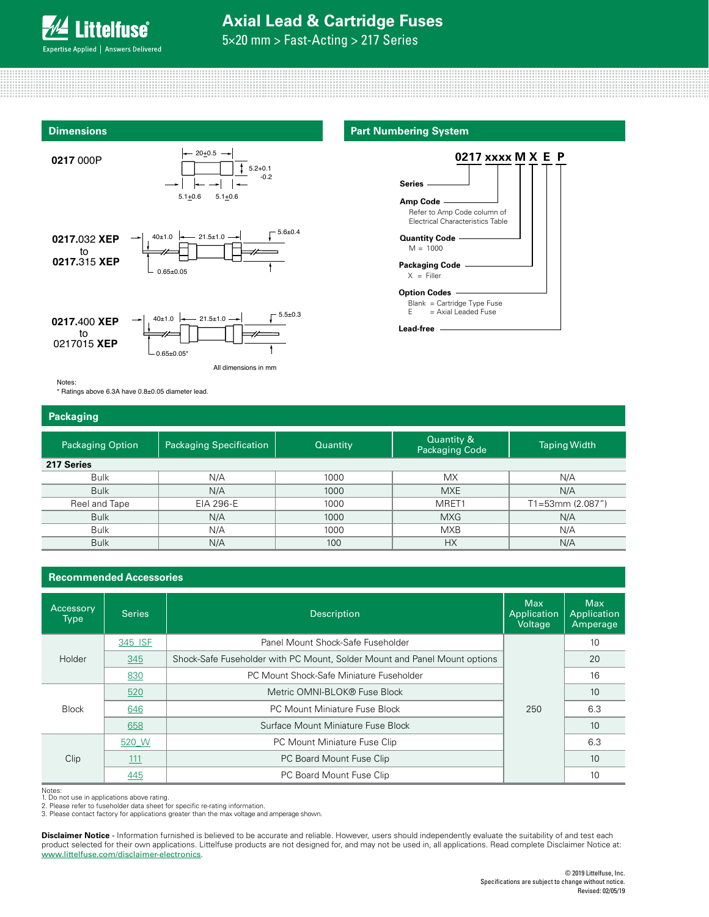## Dimensions

**0217** 000P

20±0.5

5.2+0.1 -0.2

5.1±0.6 5.1±0.6

**0217**.032 **XEP** to **0217**.315 **XEP**

40±1.0 21.5±1.0 5.6±0.4

0.65±0.05

**0217**.400 **XEP** to 0217015 **XEP**

40±1.0 21.5±1.0 5.5±0.3

0.65±0.05*

All dimensions in mm

Notes:
* Ratings above 6.3A have 0.8±0.05 diameter lead.

## Part Numbering System

**0217 xxxx M X E P**

**Series**

**Amp Code**
Refer to Amp Code column of Electrical Characteristics Table

**Quantity Code**
M = 1000

**Packaging Code**
X = Filler

**Option Codes**
Blank = Cartridge Type Fuse
E = Axial Leaded Fuse

**Lead-free**

## Packaging

| Packaging Option | Packaging Specification | Quantity | Quantity & Packaging Code | Taping Width |
|---|---|---|---|---|
| **217 Series** | | | | |
| Bulk | N/A | 1000 | MX | N/A |
| Bulk | N/A | 1000 | MXE | N/A |
| Reel and Tape | EIA 296-E | 1000 | MRET1 | T1=53mm (2.087") |
| Bulk | N/A | 1000 | MXG | N/A |
| Bulk | N/A | 1000 | MXB | N/A |
| Bulk | N/A | 100 | HX | N/A |

## Recommended Accessories

| Accessory Type | Series | Description | Max Application Voltage | Max Application Amperage |
|---|---|---|---|---|
| Holder | 345_ISF | Panel Mount Shock-Safe Fuseholder | 250 | 10 |
| | 345 | Shock-Safe Fuseholder with PC Mount, Solder Mount and Panel Mount options | | 20 |
| | 830 | PC Mount Shock-Safe Miniature Fuseholder | | 16 |
| Block | 520 | Metric OMNI-BLOK® Fuse Block | | 10 |
| | 646 | PC Mount Miniature Fuse Block | | 6.3 |
| | 658 | Surface Mount Miniature Fuse Block | | 10 |
| Clip | 520_W | PC Mount Miniature Fuse Clip | | 6.3 |
| | 111 | PC Board Mount Fuse Clip | | 10 |
| | 445 | PC Board Mount Fuse Clip | | 10 |

Notes:
1. Do not use in applications above rating.
2. Please refer to fuseholder data sheet for specific re-rating information.
3. Please contact factory for applications greater than the max voltage and amperage shown.

**Disclaimer Notice** - Information furnished is believed to be accurate and reliable. However, users should independently evaluate the suitability of and test each product selected for their own applications. Littelfuse products are not designed for, and may not be used in, all applications. Read complete Disclaimer Notice at: www.littelfuse.com/disclaimer-electronics.

© 2019 Littelfuse, Inc.
Specifications are subject to change without notice.
Revised: 02/05/19